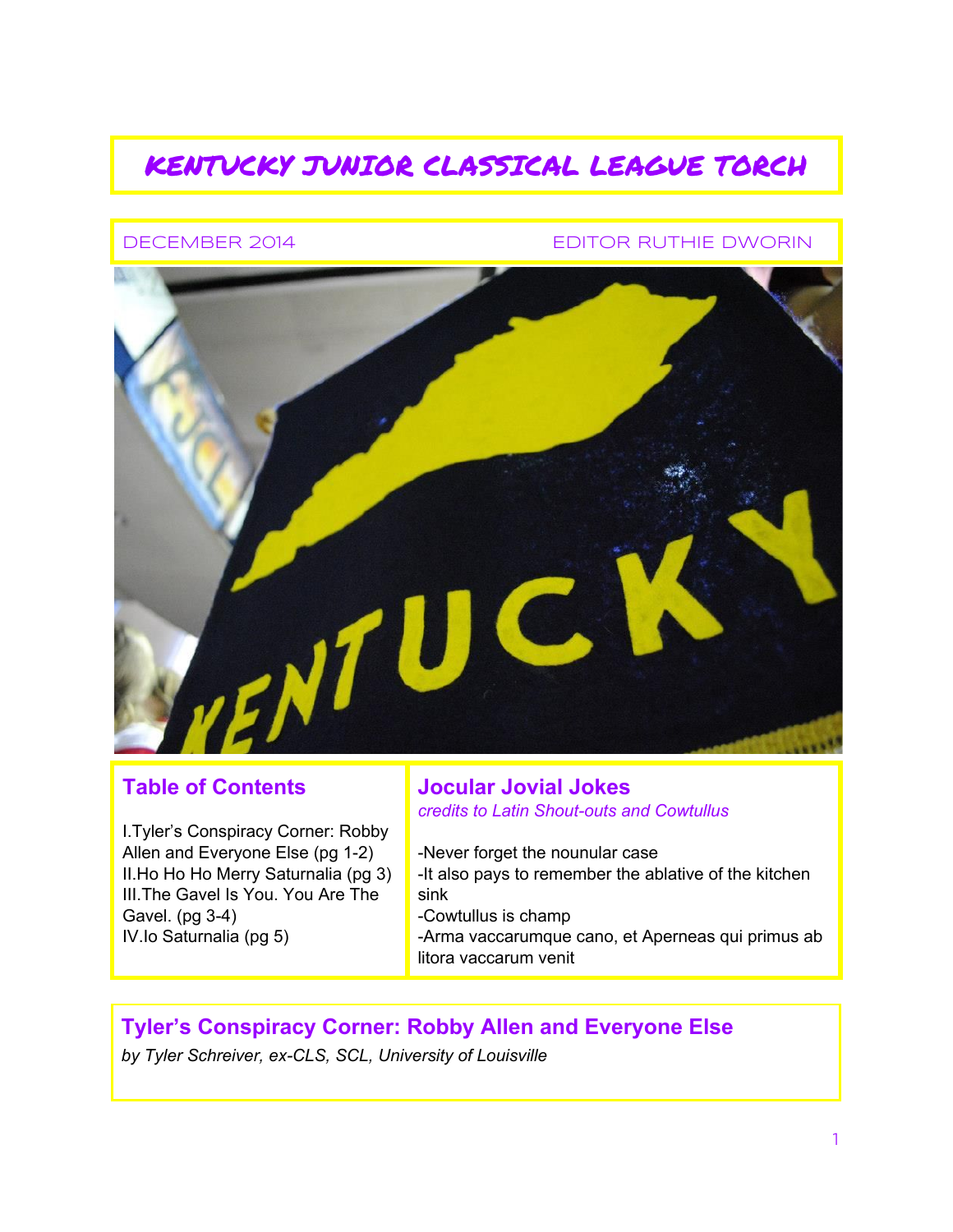# KENTUCKY JUNIOR CLASSICAL LEAGUE TORCH

DECEMBER 2014 EDITOR RUTHIE DWORIN

## Table of Contents

I. Tyler's Conspiracy Corner: Robby Allen and Everyone Else (pg 1-2)
II. Ho Ho Ho Merry Saturnalia (pg 3)
III. The Gavel Is You. You Are The Gavel. (pg 3-4)
IV. Io Saturnalia (pg 5)

## Jocular Jovial Jokes

*credits to Latin Shout-outs and Cowtullus*

- Never forget the nounular case
- It also pays to remember the ablative of the kitchen sink
- Cowtullus is champ
- Arma vaccarumque cano, et Aperneas qui primus ab litora vaccarum venit

## Tyler's Conspiracy Corner: Robby Allen and Everyone Else

*by Tyler Schreiver, ex-CLS, SCL, University of Louisville*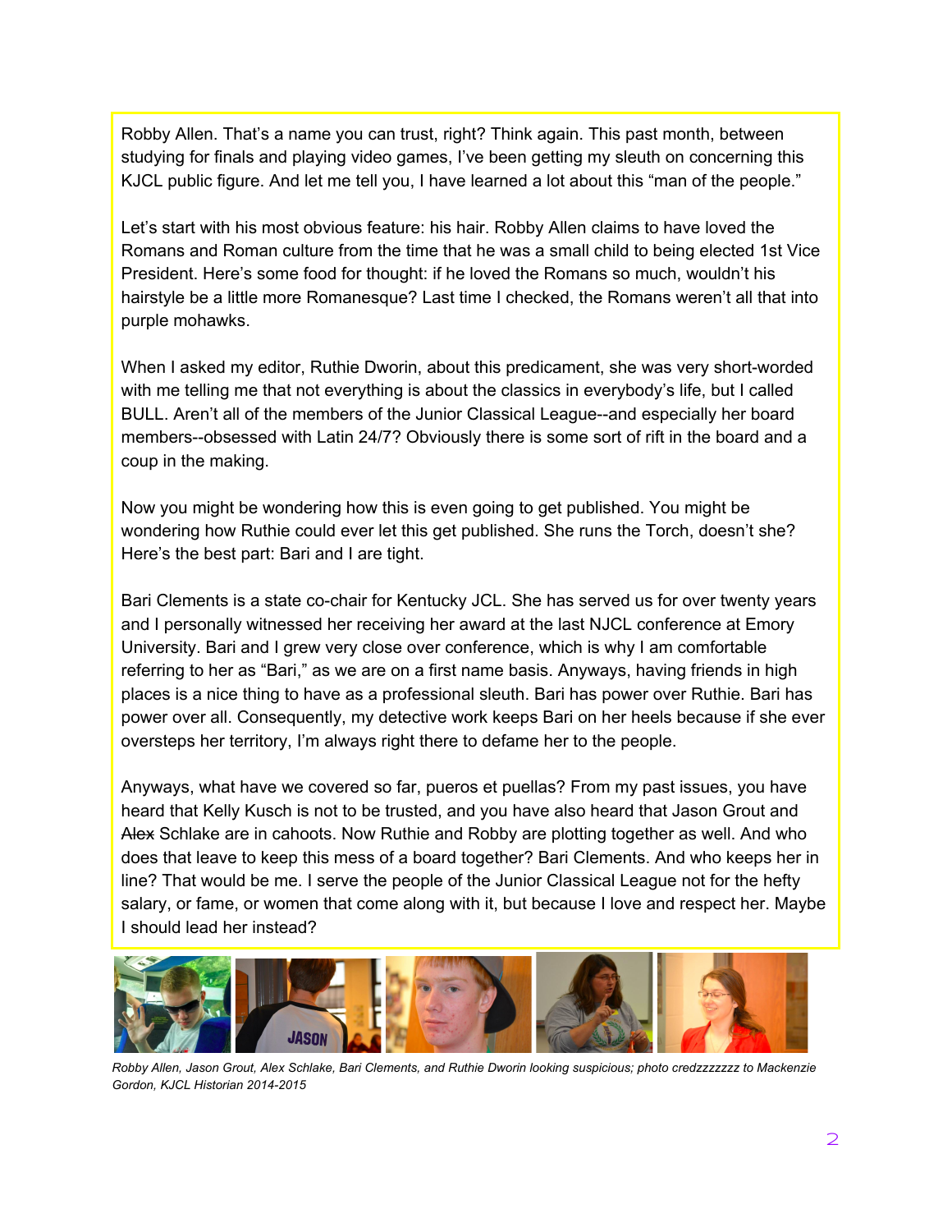Robby Allen. That's a name you can trust, right? Think again. This past month, between studying for finals and playing video games, I've been getting my sleuth on concerning this KJCL public figure. And let me tell you, I have learned a lot about this "man of the people."

Let's start with his most obvious feature: his hair. Robby Allen claims to have loved the Romans and Roman culture from the time that he was a small child to being elected 1st Vice President. Here's some food for thought: if he loved the Romans so much, wouldn't his hairstyle be a little more Romanesque? Last time I checked, the Romans weren't all that into purple mohawks.

When I asked my editor, Ruthie Dworin, about this predicament, she was very short-worded with me telling me that not everything is about the classics in everybody's life, but I called BULL. Aren't all of the members of the Junior Classical League--and especially her board members--obsessed with Latin 24/7? Obviously there is some sort of rift in the board and a coup in the making.

Now you might be wondering how this is even going to get published. You might be wondering how Ruthie could ever let this get published. She runs the Torch, doesn't she? Here's the best part: Bari and I are tight.

Bari Clements is a state co-chair for Kentucky JCL. She has served us for over twenty years and I personally witnessed her receiving her award at the last NJCL conference at Emory University. Bari and I grew very close over conference, which is why I am comfortable referring to her as "Bari," as we are on a first name basis. Anyways, having friends in high places is a nice thing to have as a professional sleuth. Bari has power over Ruthie. Bari has power over all. Consequently, my detective work keeps Bari on her heels because if she ever oversteps her territory, I'm always right there to defame her to the people.

Anyways, what have we covered so far, pueros et puellas? From my past issues, you have heard that Kelly Kusch is not to be trusted, and you have also heard that Jason Grout and ~~Alex~~ Schlake are in cahoots. Now Ruthie and Robby are plotting together as well. And who does that leave to keep this mess of a board together? Bari Clements. And who keeps her in line? That would be me. I serve the people of the Junior Classical League not for the hefty salary, or fame, or women that come along with it, but because I love and respect her. Maybe I should lead her instead?

*Robby Allen, Jason Grout, Alex Schlake, Bari Clements, and Ruthie Dworin looking suspicious; photo credzzzzzzz to Mackenzie Gordon, KJCL Historian 2014-2015*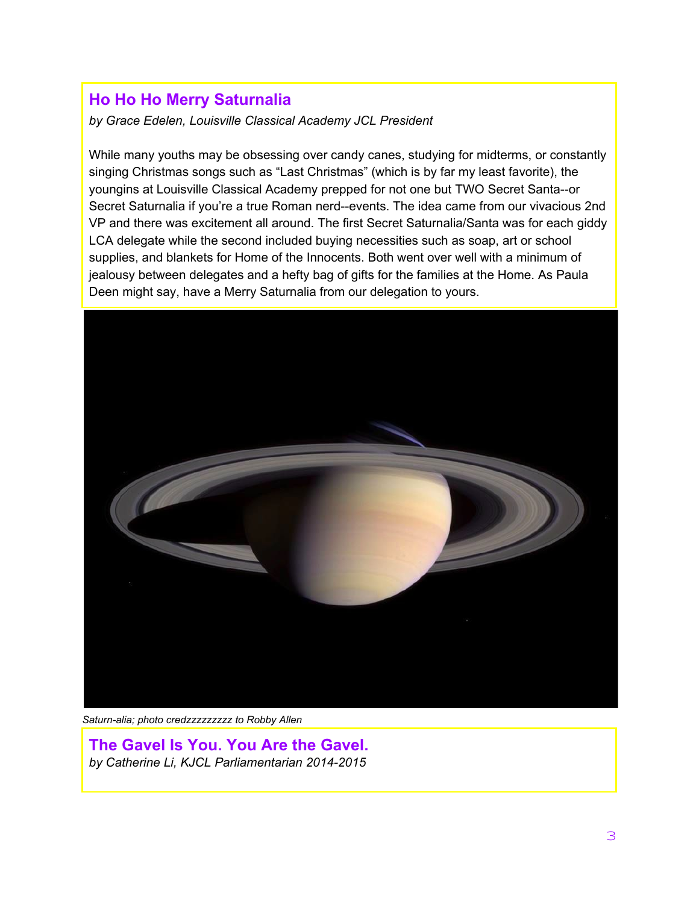## Ho Ho Ho Merry Saturnalia

*by Grace Edelen, Louisville Classical Academy JCL President*

While many youths may be obsessing over candy canes, studying for midterms, or constantly singing Christmas songs such as “Last Christmas” (which is by far my least favorite), the youngins at Louisville Classical Academy prepped for not one but TWO Secret Santa--or Secret Saturnalia if you’re a true Roman nerd--events. The idea came from our vivacious 2nd VP and there was excitement all around. The first Secret Saturnalia/Santa was for each giddy LCA delegate while the second included buying necessities such as soap, art or school supplies, and blankets for Home of the Innocents. Both went over well with a minimum of jealousy between delegates and a hefty bag of gifts for the families at the Home. As Paula Deen might say, have a Merry Saturnalia from our delegation to yours.

*Saturn-alia; photo credzzzzzzzzz to Robby Allen*

## The Gavel Is You. You Are the Gavel.

*by Catherine Li, KJCL Parliamentarian 2014-2015*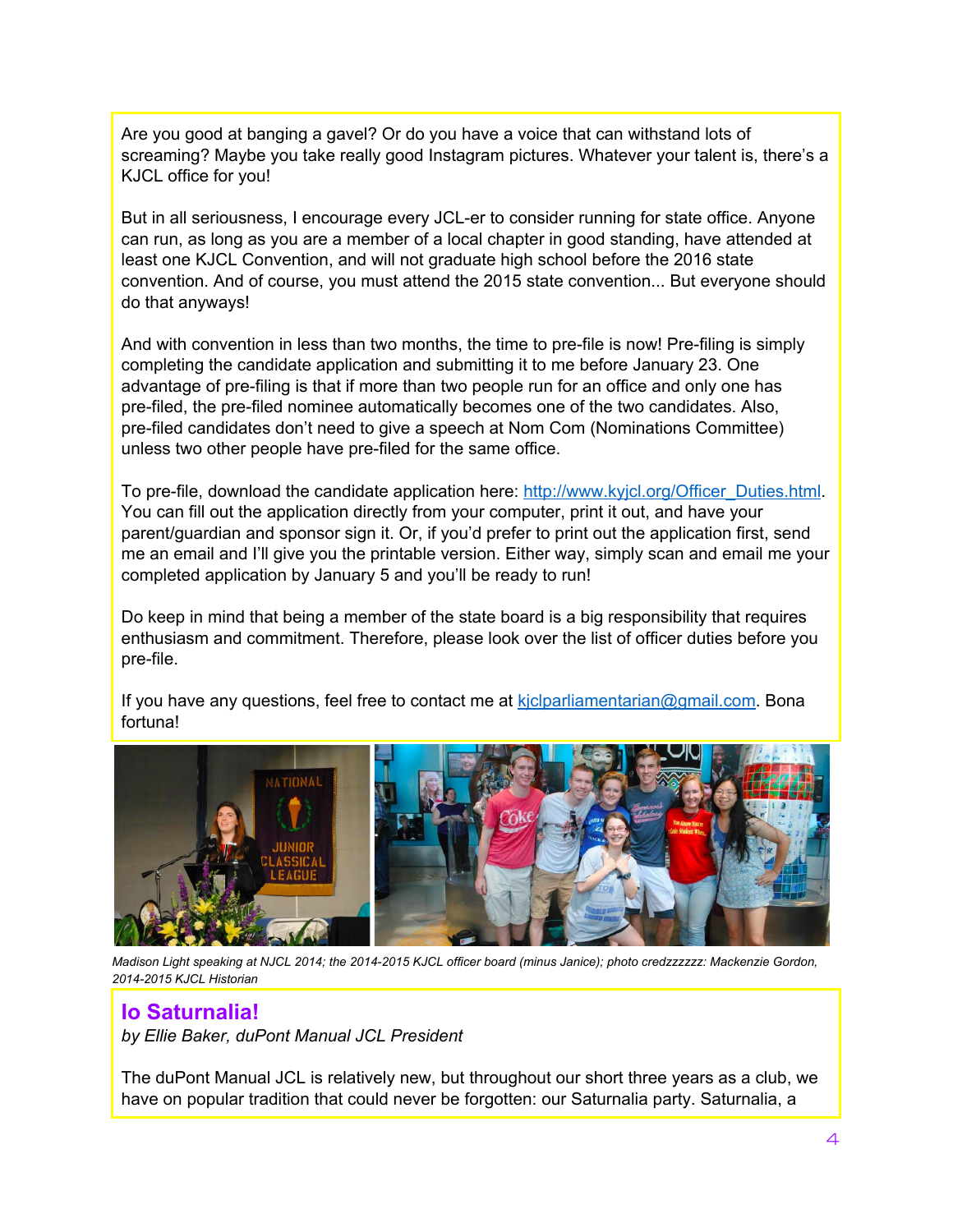Are you good at banging a gavel? Or do you have a voice that can withstand lots of screaming? Maybe you take really good Instagram pictures. Whatever your talent is, there's a KJCL office for you!

But in all seriousness, I encourage every JCL-er to consider running for state office. Anyone can run, as long as you are a member of a local chapter in good standing, have attended at least one KJCL Convention, and will not graduate high school before the 2016 state convention. And of course, you must attend the 2015 state convention... But everyone should do that anyways!

And with convention in less than two months, the time to pre-file is now! Pre-filing is simply completing the candidate application and submitting it to me before January 23. One advantage of pre-filing is that if more than two people run for an office and only one has pre-filed, the pre-filed nominee automatically becomes one of the two candidates. Also, pre-filed candidates don't need to give a speech at Nom Com (Nominations Committee) unless two other people have pre-filed for the same office.

To pre-file, download the candidate application here: [http://www.kyjcl.org/Officer_Duties.html](http://www.kyjcl.org/Officer_Duties.html). You can fill out the application directly from your computer, print it out, and have your parent/guardian and sponsor sign it. Or, if you'd prefer to print out the application first, send me an email and I'll give you the printable version. Either way, simply scan and email me your completed application by January 5 and you'll be ready to run!

Do keep in mind that being a member of the state board is a big responsibility that requires enthusiasm and commitment. Therefore, please look over the list of officer duties before you pre-file.

If you have any questions, feel free to contact me at [kjclparliamentarian@gmail.com](mailto:kjclparliamentarian@gmail.com). Bona fortuna!

*Madison Light speaking at NJCL 2014; the 2014-2015 KJCL officer board (minus Janice); photo credzzzzzz: Mackenzie Gordon, 2014-2015 KJCL Historian*

## Io Saturnalia!

*by Ellie Baker, duPont Manual JCL President*

The duPont Manual JCL is relatively new, but throughout our short three years as a club, we have on popular tradition that could never be forgotten: our Saturnalia party. Saturnalia, a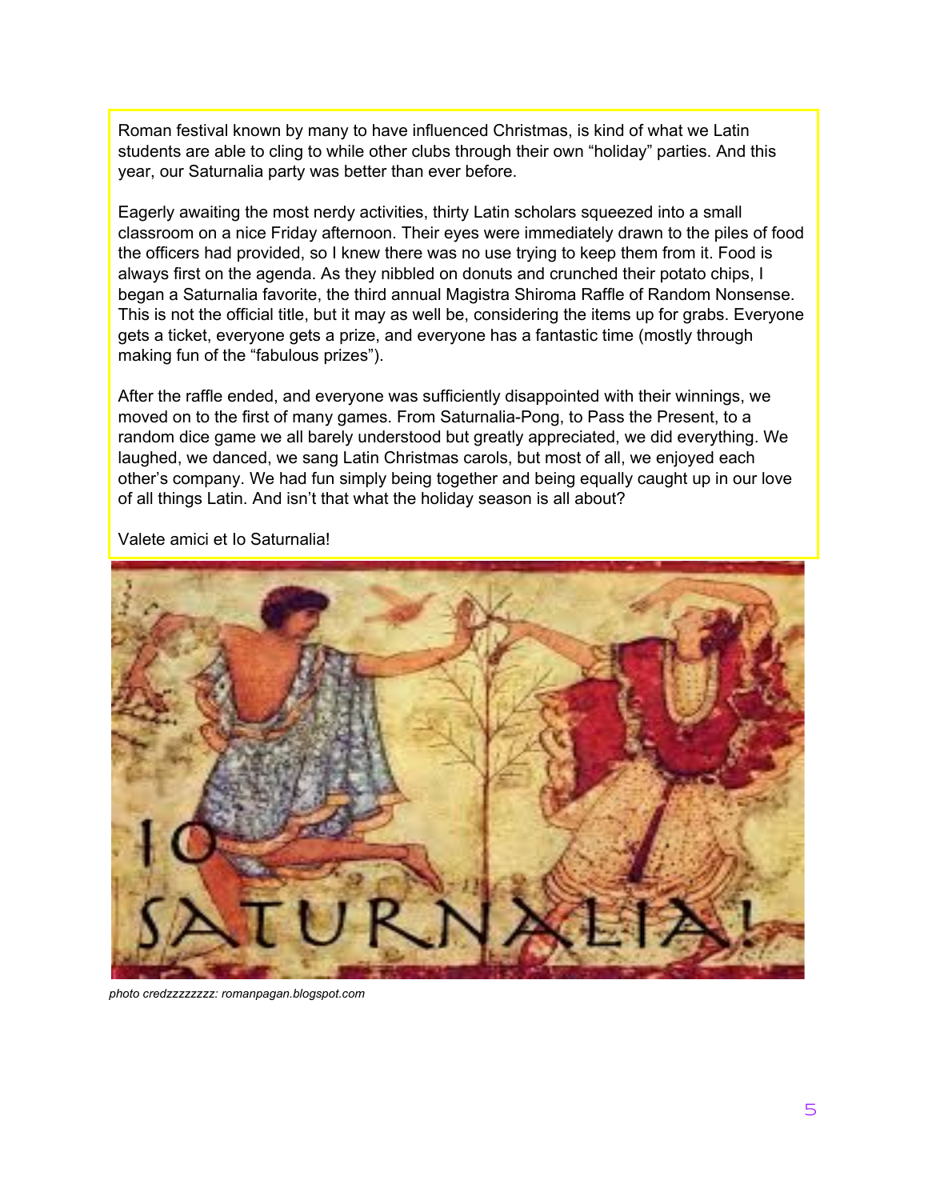Roman festival known by many to have influenced Christmas, is kind of what we Latin students are able to cling to while other clubs through their own "holiday" parties. And this year, our Saturnalia party was better than ever before.

Eagerly awaiting the most nerdy activities, thirty Latin scholars squeezed into a small classroom on a nice Friday afternoon. Their eyes were immediately drawn to the piles of food the officers had provided, so I knew there was no use trying to keep them from it. Food is always first on the agenda. As they nibbled on donuts and crunched their potato chips, I began a Saturnalia favorite, the third annual Magistra Shiroma Raffle of Random Nonsense. This is not the official title, but it may as well be, considering the items up for grabs. Everyone gets a ticket, everyone gets a prize, and everyone has a fantastic time (mostly through making fun of the "fabulous prizes").

After the raffle ended, and everyone was sufficiently disappointed with their winnings, we moved on to the first of many games. From Saturnalia-Pong, to Pass the Present, to a random dice game we all barely understood but greatly appreciated, we did everything. We laughed, we danced, we sang Latin Christmas carols, but most of all, we enjoyed each other's company. We had fun simply being together and being equally caught up in our love of all things Latin. And isn't that what the holiday season is all about?

Valete amici et Io Saturnalia!

IO SATURNALIA!

*photo credzzzzzzzz: romanpagan.blogspot.com*